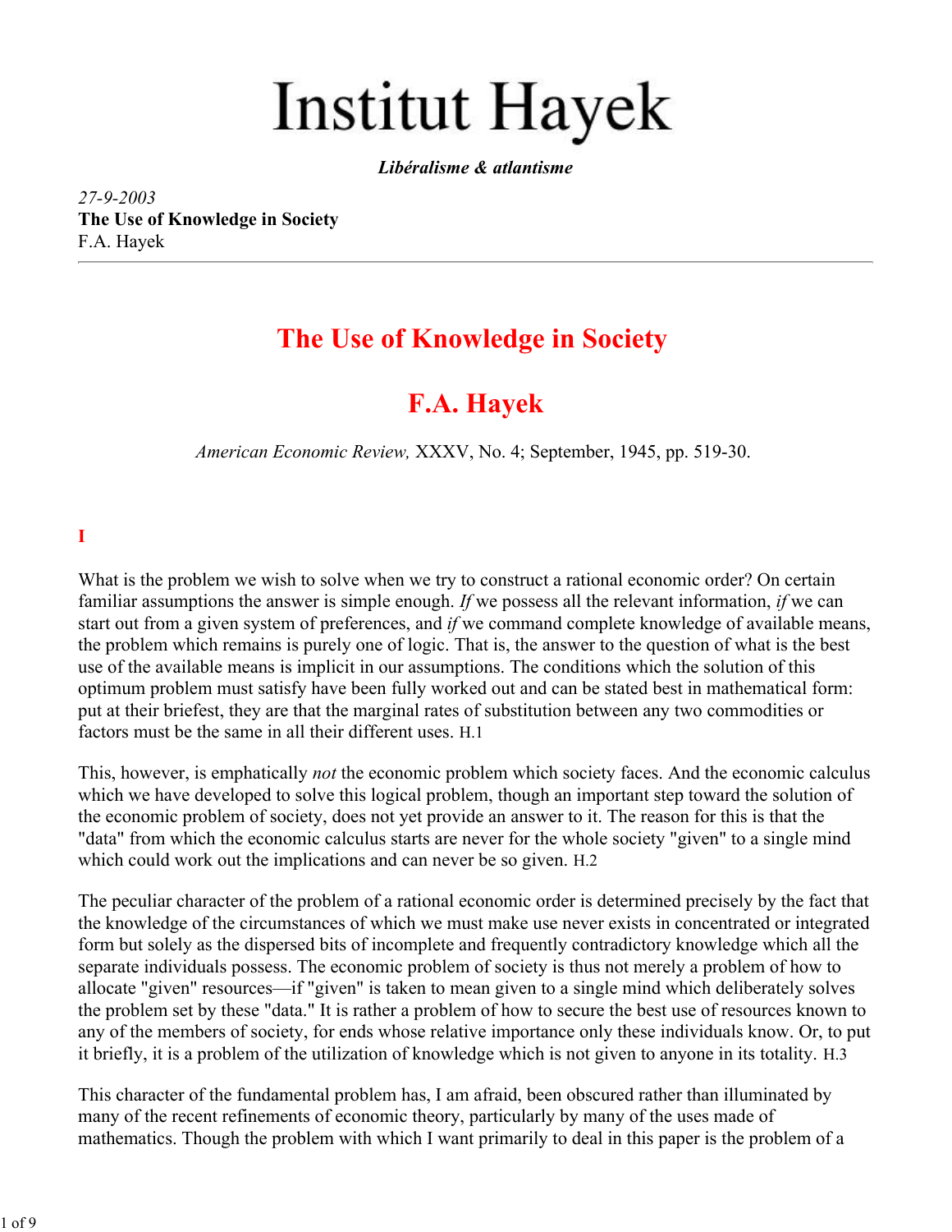# Institut Hayek

***Libéralisme & atlantisme***

*27-9-2003*
**The Use of Knowledge in Society**
F.A. Hayek

---

## The Use of Knowledge in Society

## F.A. Hayek

*American Economic Review,* XXXV, No. 4; September, 1945, pp. 519-30.

### I

What is the problem we wish to solve when we try to construct a rational economic order? On certain familiar assumptions the answer is simple enough. *If* we possess all the relevant information, *if* we can start out from a given system of preferences, and *if* we command complete knowledge of available means, the problem which remains is purely one of logic. That is, the answer to the question of what is the best use of the available means is implicit in our assumptions. The conditions which the solution of this optimum problem must satisfy have been fully worked out and can be stated best in mathematical form: put at their briefest, they are that the marginal rates of substitution between any two commodities or factors must be the same in all their different uses. H.1

This, however, is emphatically *not* the economic problem which society faces. And the economic calculus which we have developed to solve this logical problem, though an important step toward the solution of the economic problem of society, does not yet provide an answer to it. The reason for this is that the "data" from which the economic calculus starts are never for the whole society "given" to a single mind which could work out the implications and can never be so given. H.2

The peculiar character of the problem of a rational economic order is determined precisely by the fact that the knowledge of the circumstances of which we must make use never exists in concentrated or integrated form but solely as the dispersed bits of incomplete and frequently contradictory knowledge which all the separate individuals possess. The economic problem of society is thus not merely a problem of how to allocate "given" resources—if "given" is taken to mean given to a single mind which deliberately solves the problem set by these "data." It is rather a problem of how to secure the best use of resources known to any of the members of society, for ends whose relative importance only these individuals know. Or, to put it briefly, it is a problem of the utilization of knowledge which is not given to anyone in its totality. H.3

This character of the fundamental problem has, I am afraid, been obscured rather than illuminated by many of the recent refinements of economic theory, particularly by many of the uses made of mathematics. Though the problem with which I want primarily to deal in this paper is the problem of a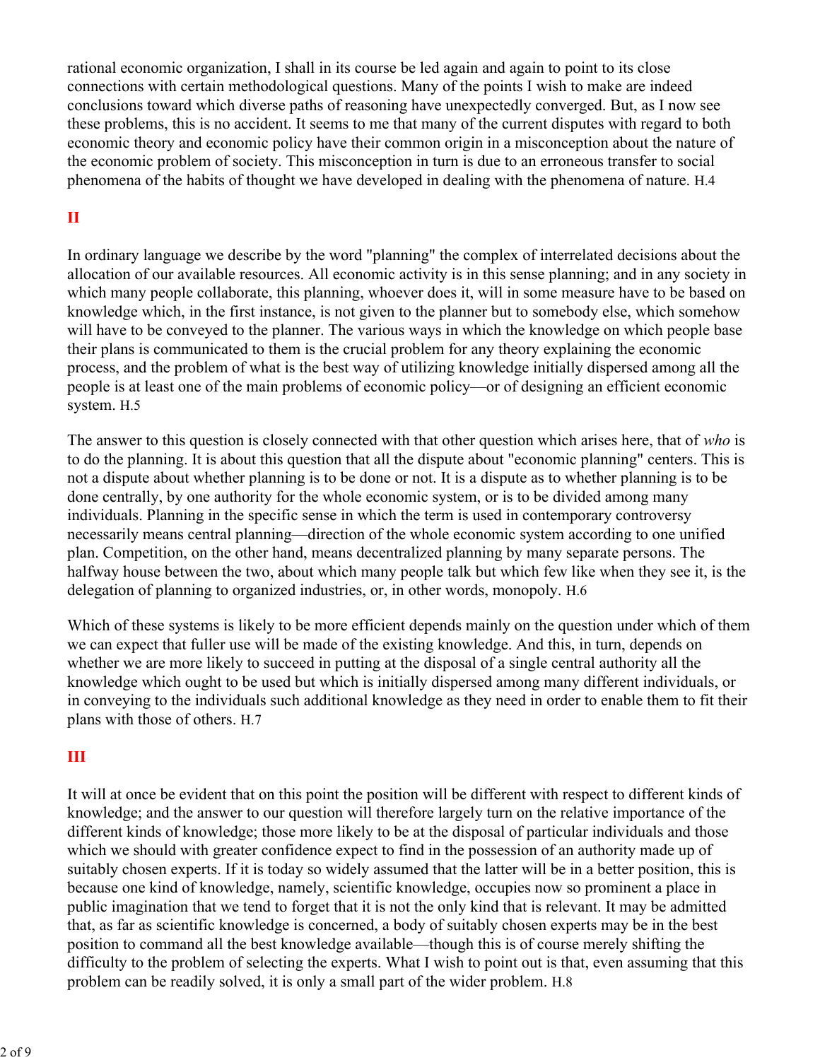rational economic organization, I shall in its course be led again and again to point to its close connections with certain methodological questions. Many of the points I wish to make are indeed conclusions toward which diverse paths of reasoning have unexpectedly converged. But, as I now see these problems, this is no accident. It seems to me that many of the current disputes with regard to both economic theory and economic policy have their common origin in a misconception about the nature of the economic problem of society. This misconception in turn is due to an erroneous transfer to social phenomena of the habits of thought we have developed in dealing with the phenomena of nature. H.4

## II

In ordinary language we describe by the word "planning" the complex of interrelated decisions about the allocation of our available resources. All economic activity is in this sense planning; and in any society in which many people collaborate, this planning, whoever does it, will in some measure have to be based on knowledge which, in the first instance, is not given to the planner but to somebody else, which somehow will have to be conveyed to the planner. The various ways in which the knowledge on which people base their plans is communicated to them is the crucial problem for any theory explaining the economic process, and the problem of what is the best way of utilizing knowledge initially dispersed among all the people is at least one of the main problems of economic policy—or of designing an efficient economic system. H.5

The answer to this question is closely connected with that other question which arises here, that of *who* is to do the planning. It is about this question that all the dispute about "economic planning" centers. This is not a dispute about whether planning is to be done or not. It is a dispute as to whether planning is to be done centrally, by one authority for the whole economic system, or is to be divided among many individuals. Planning in the specific sense in which the term is used in contemporary controversy necessarily means central planning—direction of the whole economic system according to one unified plan. Competition, on the other hand, means decentralized planning by many separate persons. The halfway house between the two, about which many people talk but which few like when they see it, is the delegation of planning to organized industries, or, in other words, monopoly. H.6

Which of these systems is likely to be more efficient depends mainly on the question under which of them we can expect that fuller use will be made of the existing knowledge. And this, in turn, depends on whether we are more likely to succeed in putting at the disposal of a single central authority all the knowledge which ought to be used but which is initially dispersed among many different individuals, or in conveying to the individuals such additional knowledge as they need in order to enable them to fit their plans with those of others. H.7

## III

It will at once be evident that on this point the position will be different with respect to different kinds of knowledge; and the answer to our question will therefore largely turn on the relative importance of the different kinds of knowledge; those more likely to be at the disposal of particular individuals and those which we should with greater confidence expect to find in the possession of an authority made up of suitably chosen experts. If it is today so widely assumed that the latter will be in a better position, this is because one kind of knowledge, namely, scientific knowledge, occupies now so prominent a place in public imagination that we tend to forget that it is not the only kind that is relevant. It may be admitted that, as far as scientific knowledge is concerned, a body of suitably chosen experts may be in the best position to command all the best knowledge available—though this is of course merely shifting the difficulty to the problem of selecting the experts. What I wish to point out is that, even assuming that this problem can be readily solved, it is only a small part of the wider problem. H.8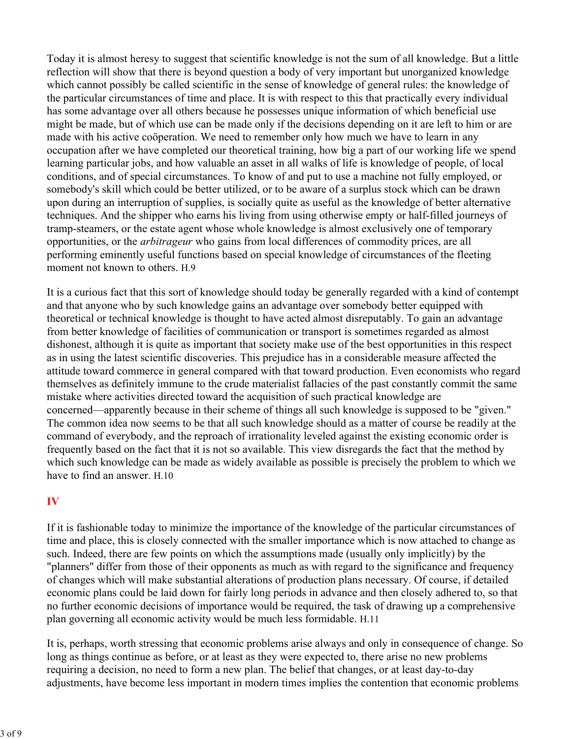Today it is almost heresy to suggest that scientific knowledge is not the sum of all knowledge. But a little reflection will show that there is beyond question a body of very important but unorganized knowledge which cannot possibly be called scientific in the sense of knowledge of general rules: the knowledge of the particular circumstances of time and place. It is with respect to this that practically every individual has some advantage over all others because he possesses unique information of which beneficial use might be made, but of which use can be made only if the decisions depending on it are left to him or are made with his active coöperation. We need to remember only how much we have to learn in any occupation after we have completed our theoretical training, how big a part of our working life we spend learning particular jobs, and how valuable an asset in all walks of life is knowledge of people, of local conditions, and of special circumstances. To know of and put to use a machine not fully employed, or somebody's skill which could be better utilized, or to be aware of a surplus stock which can be drawn upon during an interruption of supplies, is socially quite as useful as the knowledge of better alternative techniques. And the shipper who earns his living from using otherwise empty or half-filled journeys of tramp-steamers, or the estate agent whose whole knowledge is almost exclusively one of temporary opportunities, or the *arbitrageur* who gains from local differences of commodity prices, are all performing eminently useful functions based on special knowledge of circumstances of the fleeting moment not known to others. H.9

It is a curious fact that this sort of knowledge should today be generally regarded with a kind of contempt and that anyone who by such knowledge gains an advantage over somebody better equipped with theoretical or technical knowledge is thought to have acted almost disreputably. To gain an advantage from better knowledge of facilities of communication or transport is sometimes regarded as almost dishonest, although it is quite as important that society make use of the best opportunities in this respect as in using the latest scientific discoveries. This prejudice has in a considerable measure affected the attitude toward commerce in general compared with that toward production. Even economists who regard themselves as definitely immune to the crude materialist fallacies of the past constantly commit the same mistake where activities directed toward the acquisition of such practical knowledge are concerned—apparently because in their scheme of things all such knowledge is supposed to be "given." The common idea now seems to be that all such knowledge should as a matter of course be readily at the command of everybody, and the reproach of irrationality leveled against the existing economic order is frequently based on the fact that it is not so available. This view disregards the fact that the method by which such knowledge can be made as widely available as possible is precisely the problem to which we have to find an answer. H.10

## IV

If it is fashionable today to minimize the importance of the knowledge of the particular circumstances of time and place, this is closely connected with the smaller importance which is now attached to change as such. Indeed, there are few points on which the assumptions made (usually only implicitly) by the "planners" differ from those of their opponents as much as with regard to the significance and frequency of changes which will make substantial alterations of production plans necessary. Of course, if detailed economic plans could be laid down for fairly long periods in advance and then closely adhered to, so that no further economic decisions of importance would be required, the task of drawing up a comprehensive plan governing all economic activity would be much less formidable. H.11

It is, perhaps, worth stressing that economic problems arise always and only in consequence of change. So long as things continue as before, or at least as they were expected to, there arise no new problems requiring a decision, no need to form a new plan. The belief that changes, or at least day-to-day adjustments, have become less important in modern times implies the contention that economic problems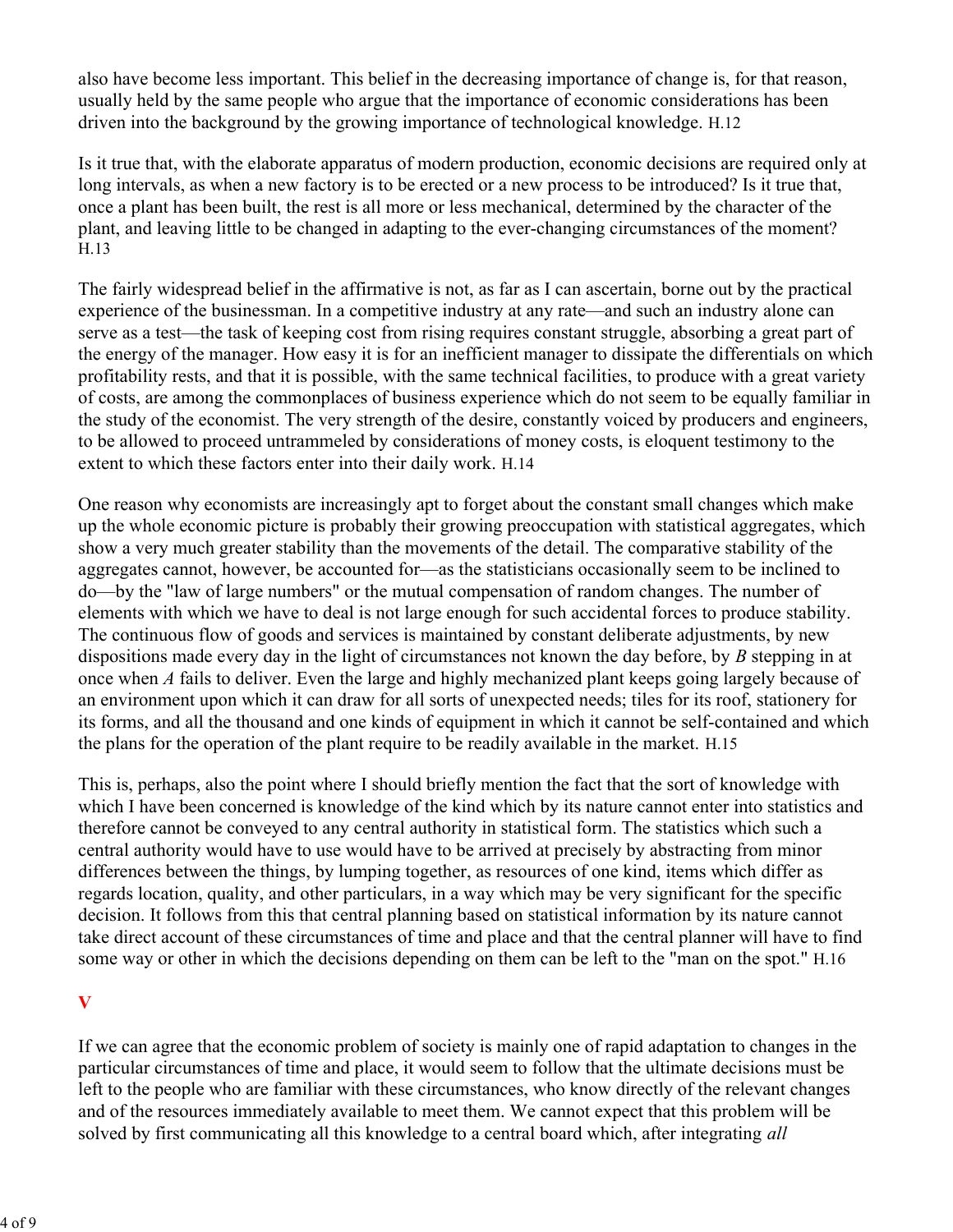also have become less important. This belief in the decreasing importance of change is, for that reason, usually held by the same people who argue that the importance of economic considerations has been driven into the background by the growing importance of technological knowledge. H.12

Is it true that, with the elaborate apparatus of modern production, economic decisions are required only at long intervals, as when a new factory is to be erected or a new process to be introduced? Is it true that, once a plant has been built, the rest is all more or less mechanical, determined by the character of the plant, and leaving little to be changed in adapting to the ever-changing circumstances of the moment? H.13

The fairly widespread belief in the affirmative is not, as far as I can ascertain, borne out by the practical experience of the businessman. In a competitive industry at any rate—and such an industry alone can serve as a test—the task of keeping cost from rising requires constant struggle, absorbing a great part of the energy of the manager. How easy it is for an inefficient manager to dissipate the differentials on which profitability rests, and that it is possible, with the same technical facilities, to produce with a great variety of costs, are among the commonplaces of business experience which do not seem to be equally familiar in the study of the economist. The very strength of the desire, constantly voiced by producers and engineers, to be allowed to proceed untrammeled by considerations of money costs, is eloquent testimony to the extent to which these factors enter into their daily work. H.14

One reason why economists are increasingly apt to forget about the constant small changes which make up the whole economic picture is probably their growing preoccupation with statistical aggregates, which show a very much greater stability than the movements of the detail. The comparative stability of the aggregates cannot, however, be accounted for—as the statisticians occasionally seem to be inclined to do—by the "law of large numbers" or the mutual compensation of random changes. The number of elements with which we have to deal is not large enough for such accidental forces to produce stability. The continuous flow of goods and services is maintained by constant deliberate adjustments, by new dispositions made every day in the light of circumstances not known the day before, by *B* stepping in at once when *A* fails to deliver. Even the large and highly mechanized plant keeps going largely because of an environment upon which it can draw for all sorts of unexpected needs; tiles for its roof, stationery for its forms, and all the thousand and one kinds of equipment in which it cannot be self-contained and which the plans for the operation of the plant require to be readily available in the market. H.15

This is, perhaps, also the point where I should briefly mention the fact that the sort of knowledge with which I have been concerned is knowledge of the kind which by its nature cannot enter into statistics and therefore cannot be conveyed to any central authority in statistical form. The statistics which such a central authority would have to use would have to be arrived at precisely by abstracting from minor differences between the things, by lumping together, as resources of one kind, items which differ as regards location, quality, and other particulars, in a way which may be very significant for the specific decision. It follows from this that central planning based on statistical information by its nature cannot take direct account of these circumstances of time and place and that the central planner will have to find some way or other in which the decisions depending on them can be left to the "man on the spot." H.16

## V

If we can agree that the economic problem of society is mainly one of rapid adaptation to changes in the particular circumstances of time and place, it would seem to follow that the ultimate decisions must be left to the people who are familiar with these circumstances, who know directly of the relevant changes and of the resources immediately available to meet them. We cannot expect that this problem will be solved by first communicating all this knowledge to a central board which, after integrating *all*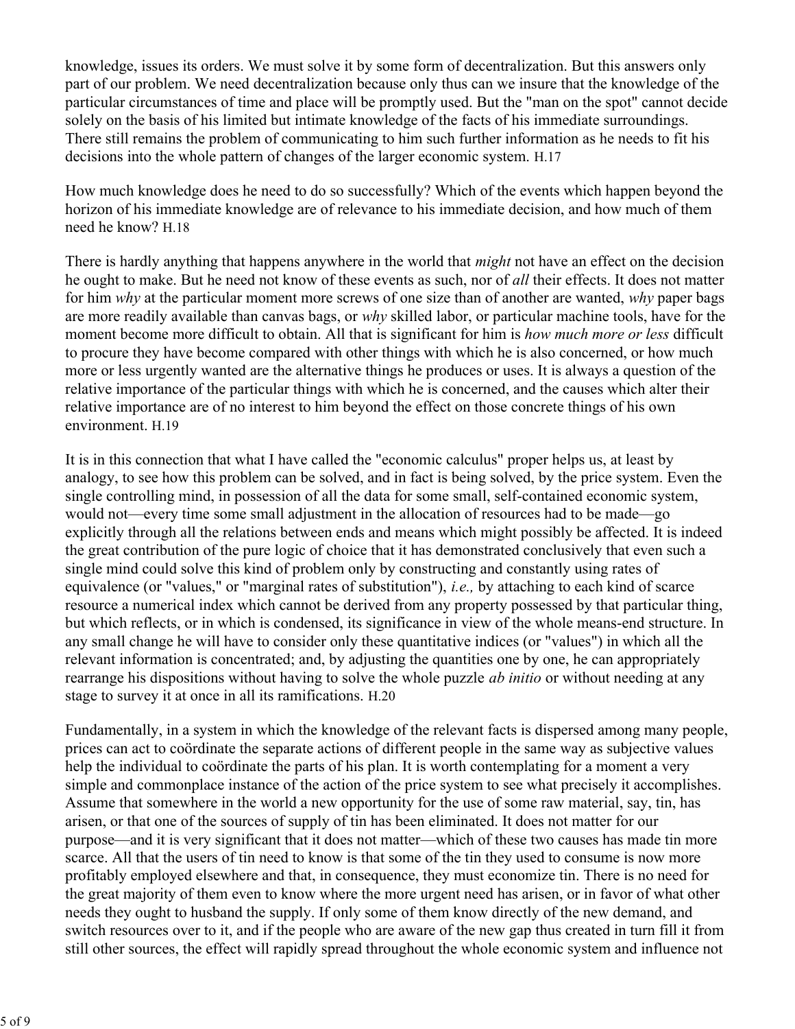knowledge, issues its orders. We must solve it by some form of decentralization. But this answers only part of our problem. We need decentralization because only thus can we insure that the knowledge of the particular circumstances of time and place will be promptly used. But the "man on the spot" cannot decide solely on the basis of his limited but intimate knowledge of the facts of his immediate surroundings. There still remains the problem of communicating to him such further information as he needs to fit his decisions into the whole pattern of changes of the larger economic system. H.17

How much knowledge does he need to do so successfully? Which of the events which happen beyond the horizon of his immediate knowledge are of relevance to his immediate decision, and how much of them need he know? H.18

There is hardly anything that happens anywhere in the world that *might* not have an effect on the decision he ought to make. But he need not know of these events as such, nor of *all* their effects. It does not matter for him *why* at the particular moment more screws of one size than of another are wanted, *why* paper bags are more readily available than canvas bags, or *why* skilled labor, or particular machine tools, have for the moment become more difficult to obtain. All that is significant for him is *how much more or less* difficult to procure they have become compared with other things with which he is also concerned, or how much more or less urgently wanted are the alternative things he produces or uses. It is always a question of the relative importance of the particular things with which he is concerned, and the causes which alter their relative importance are of no interest to him beyond the effect on those concrete things of his own environment. H.19

It is in this connection that what I have called the "economic calculus" proper helps us, at least by analogy, to see how this problem can be solved, and in fact is being solved, by the price system. Even the single controlling mind, in possession of all the data for some small, self-contained economic system, would not—every time some small adjustment in the allocation of resources had to be made—go explicitly through all the relations between ends and means which might possibly be affected. It is indeed the great contribution of the pure logic of choice that it has demonstrated conclusively that even such a single mind could solve this kind of problem only by constructing and constantly using rates of equivalence (or "values," or "marginal rates of substitution"), *i.e.,* by attaching to each kind of scarce resource a numerical index which cannot be derived from any property possessed by that particular thing, but which reflects, or in which is condensed, its significance in view of the whole means-end structure. In any small change he will have to consider only these quantitative indices (or "values") in which all the relevant information is concentrated; and, by adjusting the quantities one by one, he can appropriately rearrange his dispositions without having to solve the whole puzzle *ab initio* or without needing at any stage to survey it at once in all its ramifications. H.20

Fundamentally, in a system in which the knowledge of the relevant facts is dispersed among many people, prices can act to coördinate the separate actions of different people in the same way as subjective values help the individual to coördinate the parts of his plan. It is worth contemplating for a moment a very simple and commonplace instance of the action of the price system to see what precisely it accomplishes. Assume that somewhere in the world a new opportunity for the use of some raw material, say, tin, has arisen, or that one of the sources of supply of tin has been eliminated. It does not matter for our purpose—and it is very significant that it does not matter—which of these two causes has made tin more scarce. All that the users of tin need to know is that some of the tin they used to consume is now more profitably employed elsewhere and that, in consequence, they must economize tin. There is no need for the great majority of them even to know where the more urgent need has arisen, or in favor of what other needs they ought to husband the supply. If only some of them know directly of the new demand, and switch resources over to it, and if the people who are aware of the new gap thus created in turn fill it from still other sources, the effect will rapidly spread throughout the whole economic system and influence not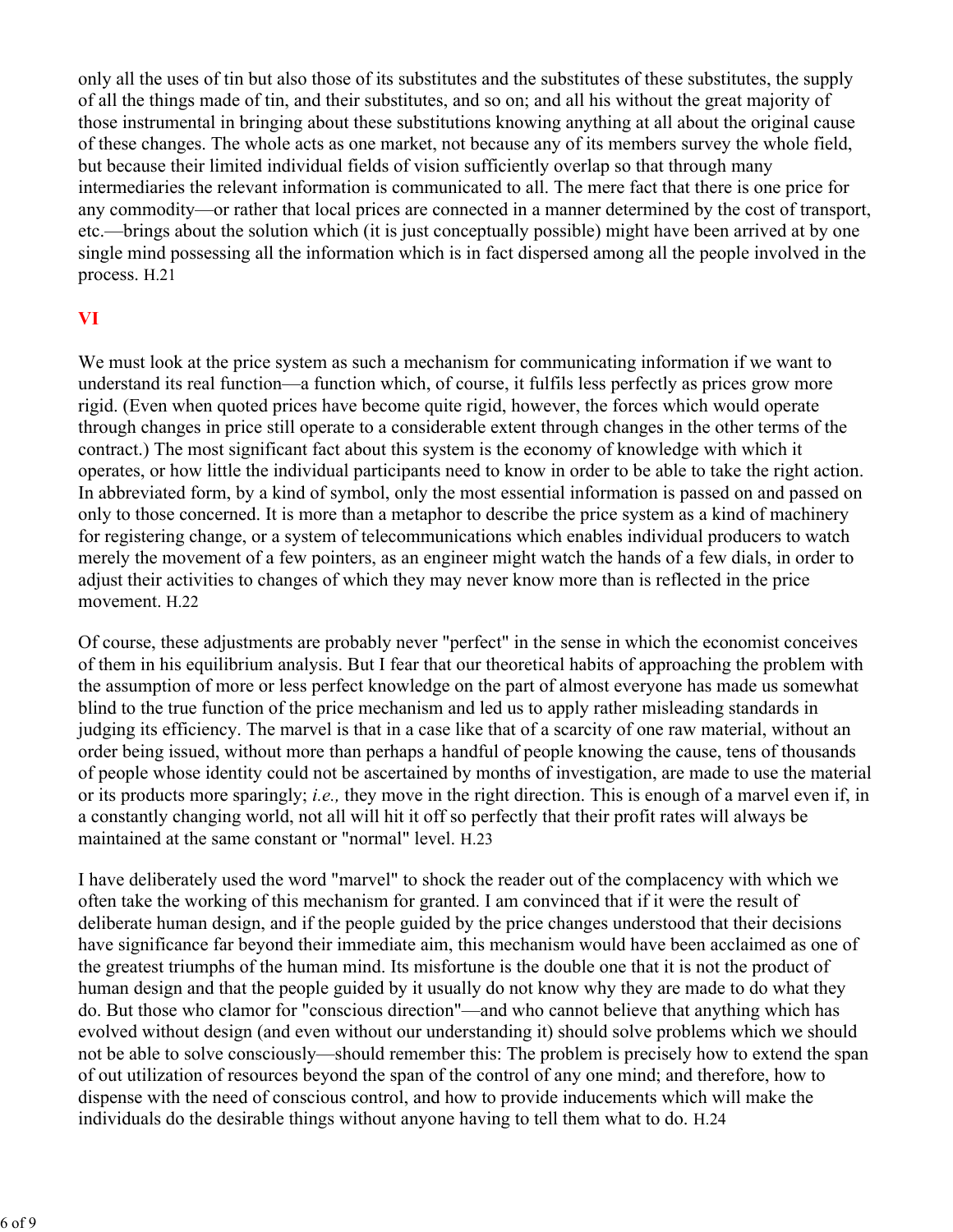only all the uses of tin but also those of its substitutes and the substitutes of these substitutes, the supply of all the things made of tin, and their substitutes, and so on; and all his without the great majority of those instrumental in bringing about these substitutions knowing anything at all about the original cause of these changes. The whole acts as one market, not because any of its members survey the whole field, but because their limited individual fields of vision sufficiently overlap so that through many intermediaries the relevant information is communicated to all. The mere fact that there is one price for any commodity—or rather that local prices are connected in a manner determined by the cost of transport, etc.—brings about the solution which (it is just conceptually possible) might have been arrived at by one single mind possessing all the information which is in fact dispersed among all the people involved in the process. H.21

## VI

We must look at the price system as such a mechanism for communicating information if we want to understand its real function—a function which, of course, it fulfils less perfectly as prices grow more rigid. (Even when quoted prices have become quite rigid, however, the forces which would operate through changes in price still operate to a considerable extent through changes in the other terms of the contract.) The most significant fact about this system is the economy of knowledge with which it operates, or how little the individual participants need to know in order to be able to take the right action. In abbreviated form, by a kind of symbol, only the most essential information is passed on and passed on only to those concerned. It is more than a metaphor to describe the price system as a kind of machinery for registering change, or a system of telecommunications which enables individual producers to watch merely the movement of a few pointers, as an engineer might watch the hands of a few dials, in order to adjust their activities to changes of which they may never know more than is reflected in the price movement. H.22

Of course, these adjustments are probably never "perfect" in the sense in which the economist conceives of them in his equilibrium analysis. But I fear that our theoretical habits of approaching the problem with the assumption of more or less perfect knowledge on the part of almost everyone has made us somewhat blind to the true function of the price mechanism and led us to apply rather misleading standards in judging its efficiency. The marvel is that in a case like that of a scarcity of one raw material, without an order being issued, without more than perhaps a handful of people knowing the cause, tens of thousands of people whose identity could not be ascertained by months of investigation, are made to use the material or its products more sparingly; *i.e.,* they move in the right direction. This is enough of a marvel even if, in a constantly changing world, not all will hit it off so perfectly that their profit rates will always be maintained at the same constant or "normal" level. H.23

I have deliberately used the word "marvel" to shock the reader out of the complacency with which we often take the working of this mechanism for granted. I am convinced that if it were the result of deliberate human design, and if the people guided by the price changes understood that their decisions have significance far beyond their immediate aim, this mechanism would have been acclaimed as one of the greatest triumphs of the human mind. Its misfortune is the double one that it is not the product of human design and that the people guided by it usually do not know why they are made to do what they do. But those who clamor for "conscious direction"—and who cannot believe that anything which has evolved without design (and even without our understanding it) should solve problems which we should not be able to solve consciously—should remember this: The problem is precisely how to extend the span of out utilization of resources beyond the span of the control of any one mind; and therefore, how to dispense with the need of conscious control, and how to provide inducements which will make the individuals do the desirable things without anyone having to tell them what to do. H.24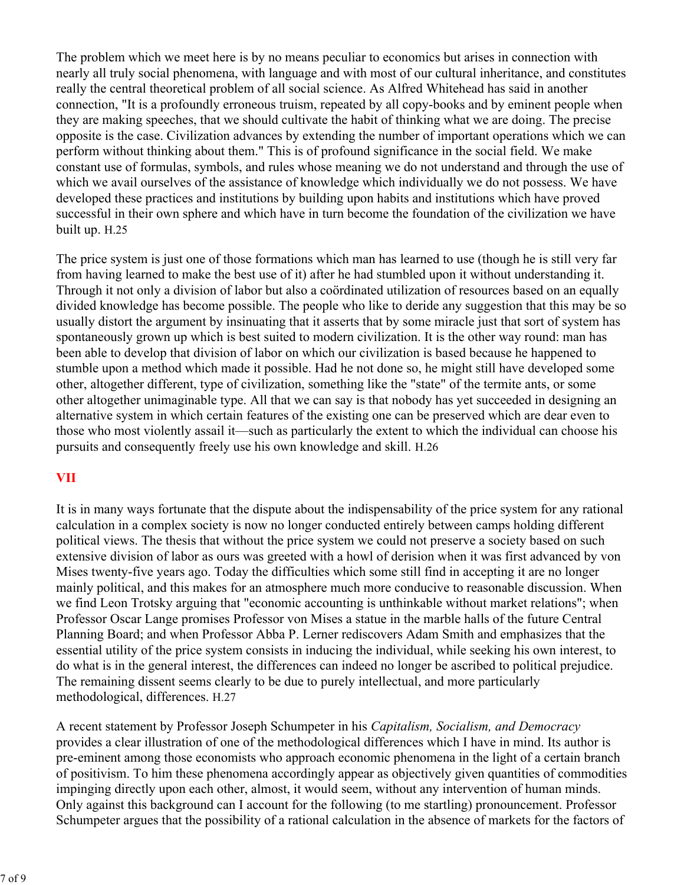The problem which we meet here is by no means peculiar to economics but arises in connection with nearly all truly social phenomena, with language and with most of our cultural inheritance, and constitutes really the central theoretical problem of all social science. As Alfred Whitehead has said in another connection, "It is a profoundly erroneous truism, repeated by all copy-books and by eminent people when they are making speeches, that we should cultivate the habit of thinking what we are doing. The precise opposite is the case. Civilization advances by extending the number of important operations which we can perform without thinking about them." This is of profound significance in the social field. We make constant use of formulas, symbols, and rules whose meaning we do not understand and through the use of which we avail ourselves of the assistance of knowledge which individually we do not possess. We have developed these practices and institutions by building upon habits and institutions which have proved successful in their own sphere and which have in turn become the foundation of the civilization we have built up. H.25

The price system is just one of those formations which man has learned to use (though he is still very far from having learned to make the best use of it) after he had stumbled upon it without understanding it. Through it not only a division of labor but also a coördinated utilization of resources based on an equally divided knowledge has become possible. The people who like to deride any suggestion that this may be so usually distort the argument by insinuating that it asserts that by some miracle just that sort of system has spontaneously grown up which is best suited to modern civilization. It is the other way round: man has been able to develop that division of labor on which our civilization is based because he happened to stumble upon a method which made it possible. Had he not done so, he might still have developed some other, altogether different, type of civilization, something like the "state" of the termite ants, or some other altogether unimaginable type. All that we can say is that nobody has yet succeeded in designing an alternative system in which certain features of the existing one can be preserved which are dear even to those who most violently assail it—such as particularly the extent to which the individual can choose his pursuits and consequently freely use his own knowledge and skill. H.26

## VII

It is in many ways fortunate that the dispute about the indispensability of the price system for any rational calculation in a complex society is now no longer conducted entirely between camps holding different political views. The thesis that without the price system we could not preserve a society based on such extensive division of labor as ours was greeted with a howl of derision when it was first advanced by von Mises twenty-five years ago. Today the difficulties which some still find in accepting it are no longer mainly political, and this makes for an atmosphere much more conducive to reasonable discussion. When we find Leon Trotsky arguing that "economic accounting is unthinkable without market relations"; when Professor Oscar Lange promises Professor von Mises a statue in the marble halls of the future Central Planning Board; and when Professor Abba P. Lerner rediscovers Adam Smith and emphasizes that the essential utility of the price system consists in inducing the individual, while seeking his own interest, to do what is in the general interest, the differences can indeed no longer be ascribed to political prejudice. The remaining dissent seems clearly to be due to purely intellectual, and more particularly methodological, differences. H.27

A recent statement by Professor Joseph Schumpeter in his *Capitalism, Socialism, and Democracy* provides a clear illustration of one of the methodological differences which I have in mind. Its author is pre-eminent among those economists who approach economic phenomena in the light of a certain branch of positivism. To him these phenomena accordingly appear as objectively given quantities of commodities impinging directly upon each other, almost, it would seem, without any intervention of human minds. Only against this background can I account for the following (to me startling) pronouncement. Professor Schumpeter argues that the possibility of a rational calculation in the absence of markets for the factors of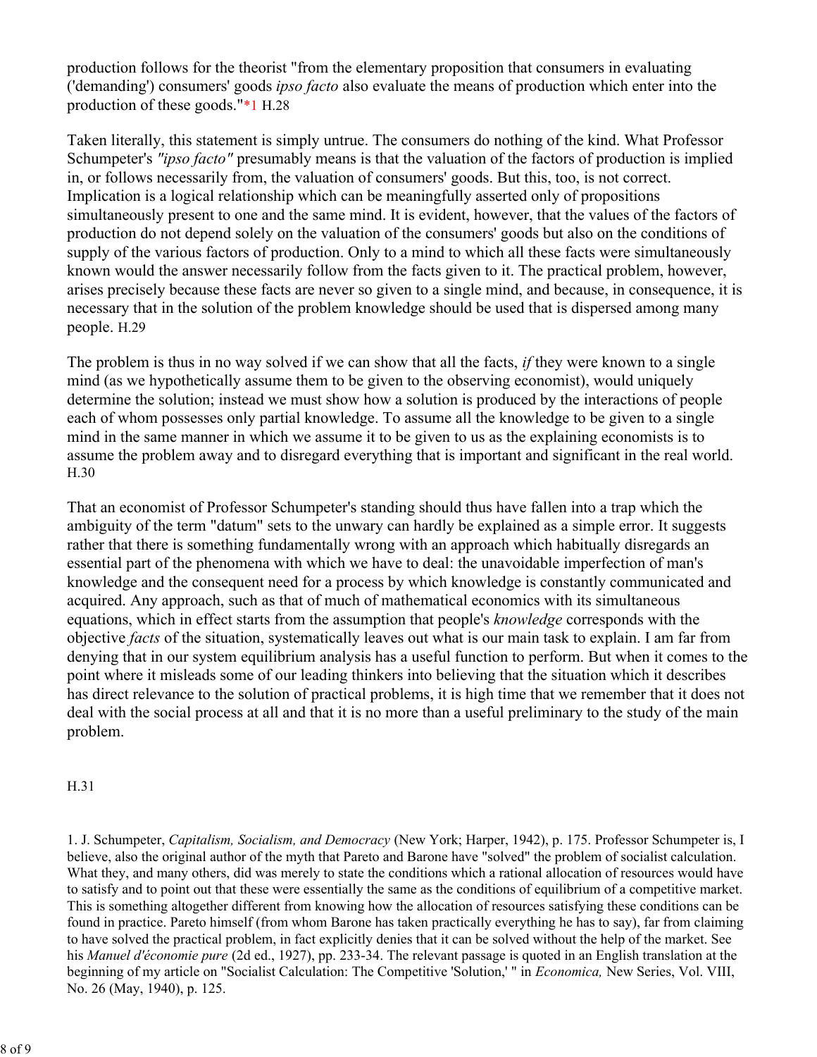production follows for the theorist "from the elementary proposition that consumers in evaluating ('demanding') consumers' goods *ipso facto* also evaluate the means of production which enter into the production of these goods."*1 H.28

Taken literally, this statement is simply untrue. The consumers do nothing of the kind. What Professor Schumpeter's *"ipso facto"* presumably means is that the valuation of the factors of production is implied in, or follows necessarily from, the valuation of consumers' goods. But this, too, is not correct. Implication is a logical relationship which can be meaningfully asserted only of propositions simultaneously present to one and the same mind. It is evident, however, that the values of the factors of production do not depend solely on the valuation of the consumers' goods but also on the conditions of supply of the various factors of production. Only to a mind to which all these facts were simultaneously known would the answer necessarily follow from the facts given to it. The practical problem, however, arises precisely because these facts are never so given to a single mind, and because, in consequence, it is necessary that in the solution of the problem knowledge should be used that is dispersed among many people. H.29

The problem is thus in no way solved if we can show that all the facts, *if* they were known to a single mind (as we hypothetically assume them to be given to the observing economist), would uniquely determine the solution; instead we must show how a solution is produced by the interactions of people each of whom possesses only partial knowledge. To assume all the knowledge to be given to a single mind in the same manner in which we assume it to be given to us as the explaining economists is to assume the problem away and to disregard everything that is important and significant in the real world. H.30

That an economist of Professor Schumpeter's standing should thus have fallen into a trap which the ambiguity of the term "datum" sets to the unwary can hardly be explained as a simple error. It suggests rather that there is something fundamentally wrong with an approach which habitually disregards an essential part of the phenomena with which we have to deal: the unavoidable imperfection of man's knowledge and the consequent need for a process by which knowledge is constantly communicated and acquired. Any approach, such as that of much of mathematical economics with its simultaneous equations, which in effect starts from the assumption that people's *knowledge* corresponds with the objective *facts* of the situation, systematically leaves out what is our main task to explain. I am far from denying that in our system equilibrium analysis has a useful function to perform. But when it comes to the point where it misleads some of our leading thinkers into believing that the situation which it describes has direct relevance to the solution of practical problems, it is high time that we remember that it does not deal with the social process at all and that it is no more than a useful preliminary to the study of the main problem.

H.31

1. J. Schumpeter, *Capitalism, Socialism, and Democracy* (New York; Harper, 1942), p. 175. Professor Schumpeter is, I believe, also the original author of the myth that Pareto and Barone have "solved" the problem of socialist calculation. What they, and many others, did was merely to state the conditions which a rational allocation of resources would have to satisfy and to point out that these were essentially the same as the conditions of equilibrium of a competitive market. This is something altogether different from knowing how the allocation of resources satisfying these conditions can be found in practice. Pareto himself (from whom Barone has taken practically everything he has to say), far from claiming to have solved the practical problem, in fact explicitly denies that it can be solved without the help of the market. See his *Manuel d'économie pure* (2d ed., 1927), pp. 233-34. The relevant passage is quoted in an English translation at the beginning of my article on "Socialist Calculation: The Competitive 'Solution,' " in *Economica,* New Series, Vol. VIII, No. 26 (May, 1940), p. 125.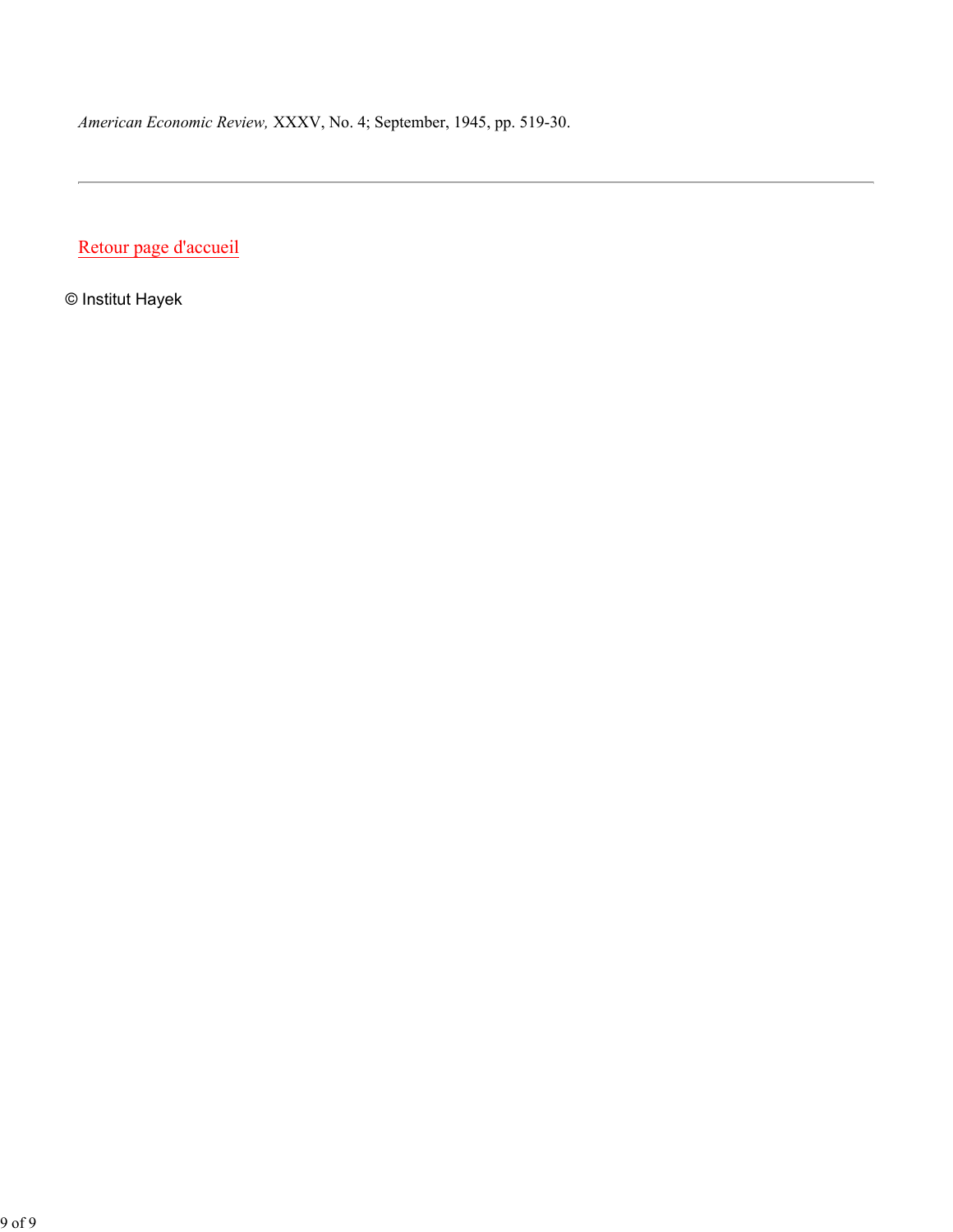*American Economic Review,* XXXV, No. 4; September, 1945, pp. 519-30.

---

Retour page d'accueil

© Institut Hayek